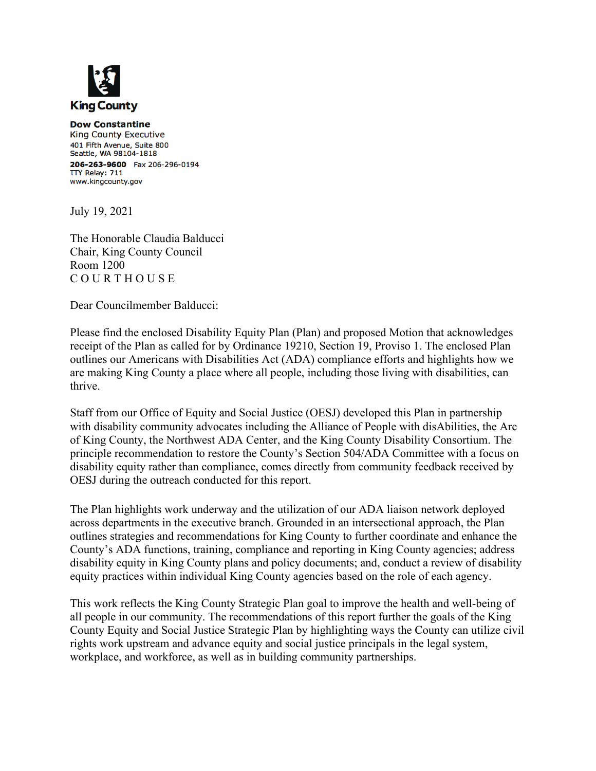**King County**

**Dow Constantine**
King County Executive
401 Fifth Avenue, Suite 800
Seattle, WA 98104-1818
**206-263-9600** Fax 206-296-0194
TTY Relay: 711
www.kingcounty.gov

July 19, 2021

The Honorable Claudia Balducci
Chair, King County Council
Room 1200
C O U R T H O U S E

Dear Councilmember Balducci:

Please find the enclosed Disability Equity Plan (Plan) and proposed Motion that acknowledges receipt of the Plan as called for by Ordinance 19210, Section 19, Proviso 1. The enclosed Plan outlines our Americans with Disabilities Act (ADA) compliance efforts and highlights how we are making King County a place where all people, including those living with disabilities, can thrive.

Staff from our Office of Equity and Social Justice (OESJ) developed this Plan in partnership with disability community advocates including the Alliance of People with disAbilities, the Arc of King County, the Northwest ADA Center, and the King County Disability Consortium. The principle recommendation to restore the County's Section 504/ADA Committee with a focus on disability equity rather than compliance, comes directly from community feedback received by OESJ during the outreach conducted for this report.

The Plan highlights work underway and the utilization of our ADA liaison network deployed across departments in the executive branch. Grounded in an intersectional approach, the Plan outlines strategies and recommendations for King County to further coordinate and enhance the County's ADA functions, training, compliance and reporting in King County agencies; address disability equity in King County plans and policy documents; and, conduct a review of disability equity practices within individual King County agencies based on the role of each agency.

This work reflects the King County Strategic Plan goal to improve the health and well-being of all people in our community. The recommendations of this report further the goals of the King County Equity and Social Justice Strategic Plan by highlighting ways the County can utilize civil rights work upstream and advance equity and social justice principals in the legal system, workplace, and workforce, as well as in building community partnerships.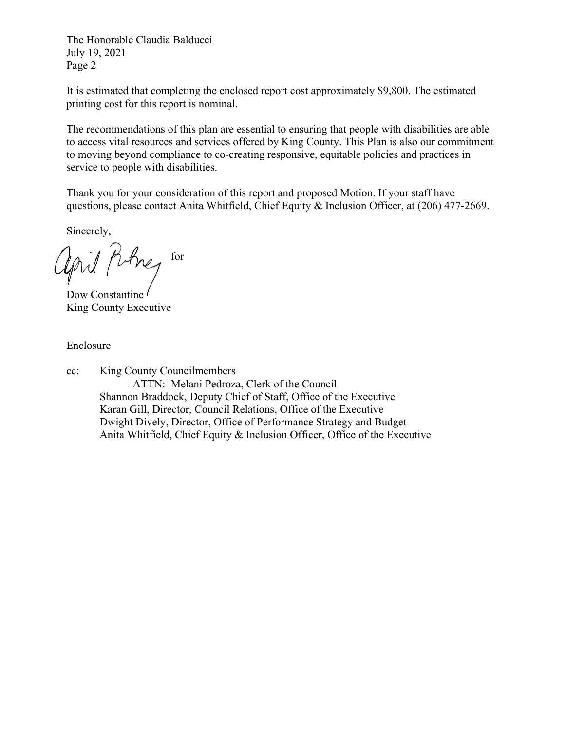It is estimated that completing the enclosed report cost approximately $9,800. The estimated printing cost for this report is nominal.

The recommendations of this plan are essential to ensuring that people with disabilities are able to access vital resources and services offered by King County. This Plan is also our commitment to moving beyond compliance to co-creating responsive, equitable policies and practices in service to people with disabilities.

Thank you for your consideration of this report and proposed Motion. If your staff have questions, please contact Anita Whitfield, Chief Equity & Inclusion Officer, at (206) 477-2669.

Sincerely,

April Putney for

Dow Constantine
King County Executive

Enclosure

cc: King County Councilmembers
ATTN: Melani Pedroza, Clerk of the Council
Shannon Braddock, Deputy Chief of Staff, Office of the Executive
Karan Gill, Director, Council Relations, Office of the Executive
Dwight Dively, Director, Office of Performance Strategy and Budget
Anita Whitfield, Chief Equity & Inclusion Officer, Office of the Executive